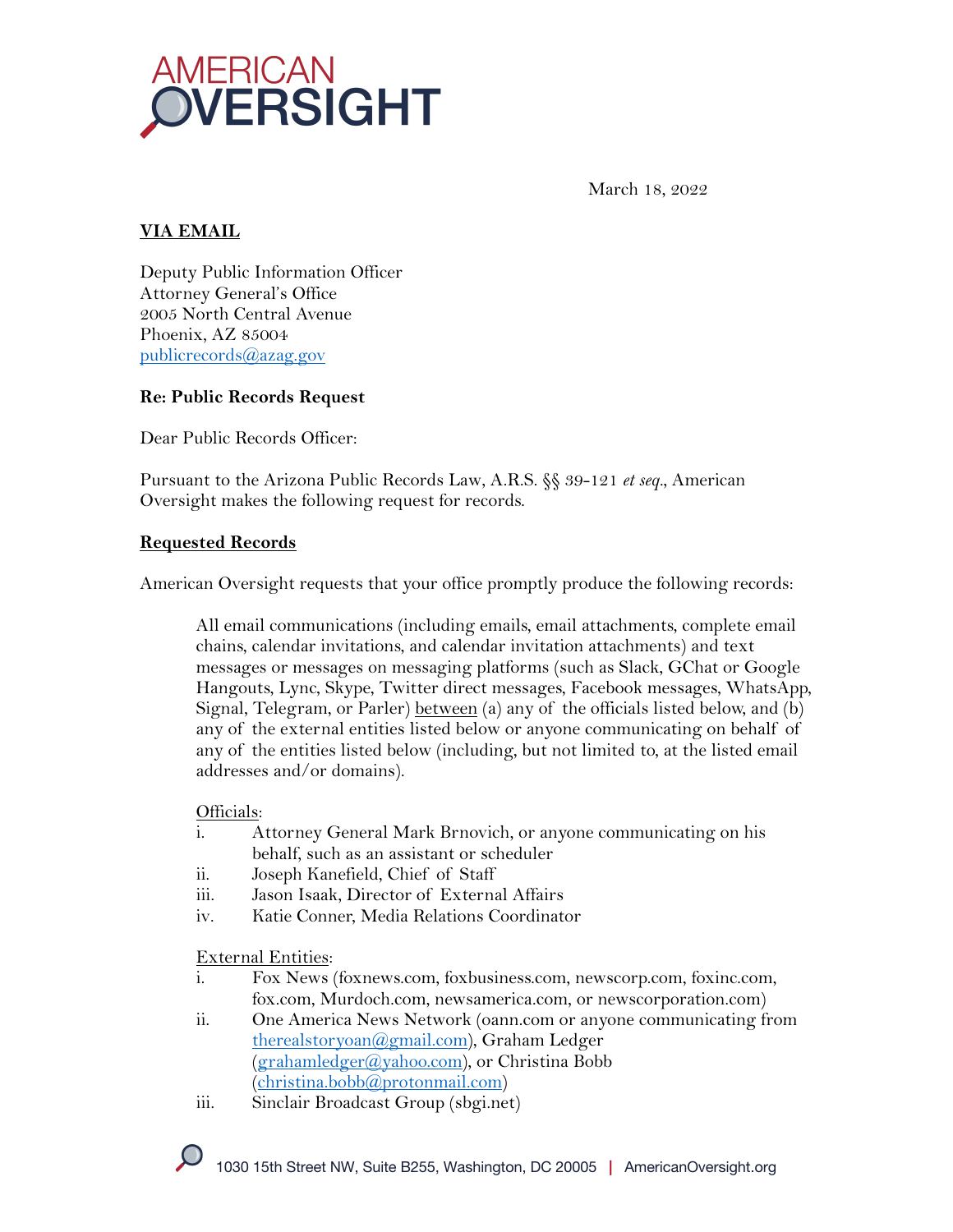AMERICAN OVERSIGHT

March 18, 2022

**VIA EMAIL**

Deputy Public Information Officer
Attorney General's Office
2005 North Central Avenue
Phoenix, AZ 85004
publicrecords@azag.gov

**Re: Public Records Request**

Dear Public Records Officer:

Pursuant to the Arizona Public Records Law, A.R.S. §§ 39-121 *et seq*., American Oversight makes the following request for records.

**Requested Records**

American Oversight requests that your office promptly produce the following records:

> All email communications (including emails, email attachments, complete email chains, calendar invitations, and calendar invitation attachments) and text messages or messages on messaging platforms (such as Slack, GChat or Google Hangouts, Lync, Skype, Twitter direct messages, Facebook messages, WhatsApp, Signal, Telegram, or Parler) between (a) any of the officials listed below, and (b) any of the external entities listed below or anyone communicating on behalf of any of the entities listed below (including, but not limited to, at the listed email addresses and/or domains).
>
> Officials:
>
> i. Attorney General Mark Brnovich, or anyone communicating on his behalf, such as an assistant or scheduler
> ii. Joseph Kanefield, Chief of Staff
> iii. Jason Isaak, Director of External Affairs
> iv. Katie Conner, Media Relations Coordinator
>
> External Entities:
>
> i. Fox News (foxnews.com, foxbusiness.com, newscorp.com, foxinc.com, fox.com, Murdoch.com, newsamerica.com, or newscorporation.com)
> ii. One America News Network (oann.com or anyone communicating from therealstoryoan@gmail.com), Graham Ledger (grahamledger@yahoo.com), or Christina Bobb (christina.bobb@protonmail.com)
> iii. Sinclair Broadcast Group (sbgi.net)

1030 15th Street NW, Suite B255, Washington, DC 20005 | AmericanOversight.org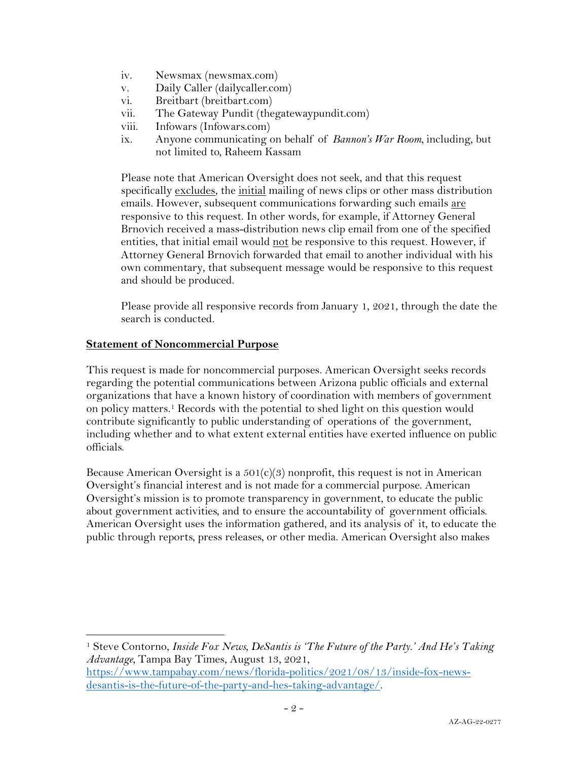iv. Newsmax (newsmax.com)
v. Daily Caller (dailycaller.com)
vi. Breitbart (breitbart.com)
vii. The Gateway Pundit (thegatewaypundit.com)
viii. Infowars (Infowars.com)
ix. Anyone communicating on behalf of *Bannon's War Room*, including, but not limited to, Raheem Kassam

Please note that American Oversight does not seek, and that this request specifically excludes, the initial mailing of news clips or other mass distribution emails. However, subsequent communications forwarding such emails are responsive to this request. In other words, for example, if Attorney General Brnovich received a mass-distribution news clip email from one of the specified entities, that initial email would not be responsive to this request. However, if Attorney General Brnovich forwarded that email to another individual with his own commentary, that subsequent message would be responsive to this request and should be produced.

Please provide all responsive records from January 1, 2021, through the date the search is conducted.

**Statement of Noncommercial Purpose**

This request is made for noncommercial purposes. American Oversight seeks records regarding the potential communications between Arizona public officials and external organizations that have a known history of coordination with members of government on policy matters.[1] Records with the potential to shed light on this question would contribute significantly to public understanding of operations of the government, including whether and to what extent external entities have exerted influence on public officials.

Because American Oversight is a 501(c)(3) nonprofit, this request is not in American Oversight's financial interest and is not made for a commercial purpose. American Oversight's mission is to promote transparency in government, to educate the public about government activities, and to ensure the accountability of government officials. American Oversight uses the information gathered, and its analysis of it, to educate the public through reports, press releases, or other media. American Oversight also makes

[1] Steve Contorno, *Inside Fox News, DeSantis is 'The Future of the Party.' And He's Taking Advantage*, Tampa Bay Times, August 13, 2021, https://www.tampabay.com/news/florida-politics/2021/08/13/inside-fox-news-desantis-is-the-future-of-the-party-and-hes-taking-advantage/.

AZ-AG-22-0277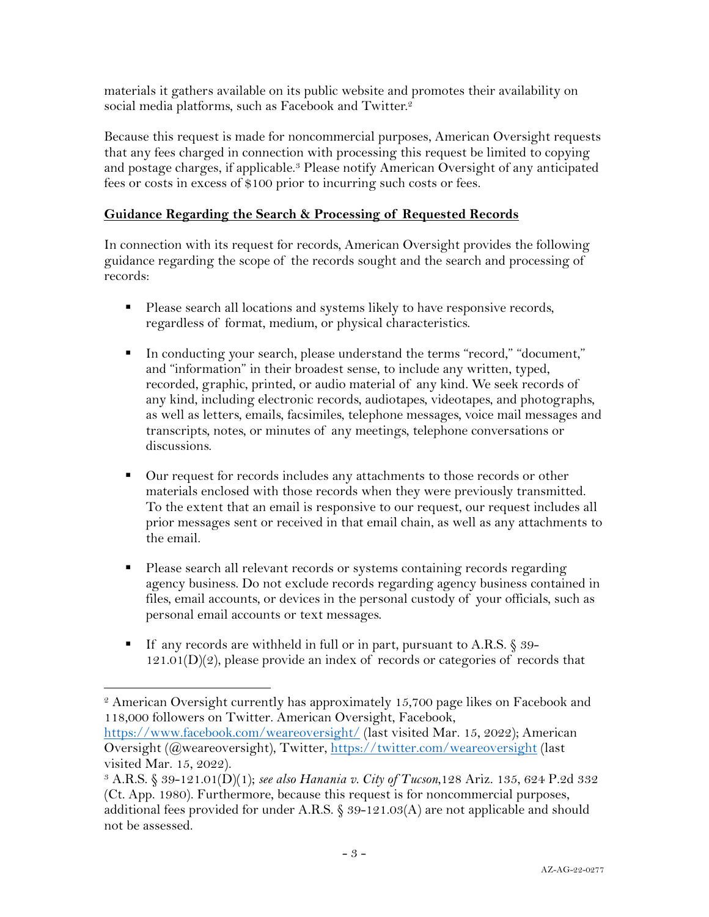materials it gathers available on its public website and promotes their availability on social media platforms, such as Facebook and Twitter.[2]

Because this request is made for noncommercial purposes, American Oversight requests that any fees charged in connection with processing this request be limited to copying and postage charges, if applicable.[3] Please notify American Oversight of any anticipated fees or costs in excess of $100 prior to incurring such costs or fees.

**Guidance Regarding the Search & Processing of Requested Records**

In connection with its request for records, American Oversight provides the following guidance regarding the scope of the records sought and the search and processing of records:

- Please search all locations and systems likely to have responsive records, regardless of format, medium, or physical characteristics.

- In conducting your search, please understand the terms "record," "document," and "information" in their broadest sense, to include any written, typed, recorded, graphic, printed, or audio material of any kind. We seek records of any kind, including electronic records, audiotapes, videotapes, and photographs, as well as letters, emails, facsimiles, telephone messages, voice mail messages and transcripts, notes, or minutes of any meetings, telephone conversations or discussions.

- Our request for records includes any attachments to those records or other materials enclosed with those records when they were previously transmitted. To the extent that an email is responsive to our request, our request includes all prior messages sent or received in that email chain, as well as any attachments to the email.

- Please search all relevant records or systems containing records regarding agency business. Do not exclude records regarding agency business contained in files, email accounts, or devices in the personal custody of your officials, such as personal email accounts or text messages.

- If any records are withheld in full or in part, pursuant to A.R.S. § 39-121.01(D)(2), please provide an index of records or categories of records that

---

[2] American Oversight currently has approximately 15,700 page likes on Facebook and 118,000 followers on Twitter. American Oversight, Facebook, https://www.facebook.com/weareoversight/ (last visited Mar. 15, 2022); American Oversight (@weareoversight), Twitter, https://twitter.com/weareoversight (last visited Mar. 15, 2022).

[3] A.R.S. § 39-121.01(D)(1); *see also Hanania v. City of Tucson*,128 Ariz. 135, 624 P.2d 332 (Ct. App. 1980). Furthermore, because this request is for noncommercial purposes, additional fees provided for under A.R.S. § 39-121.03(A) are not applicable and should not be assessed.

AZ-AG-22-0277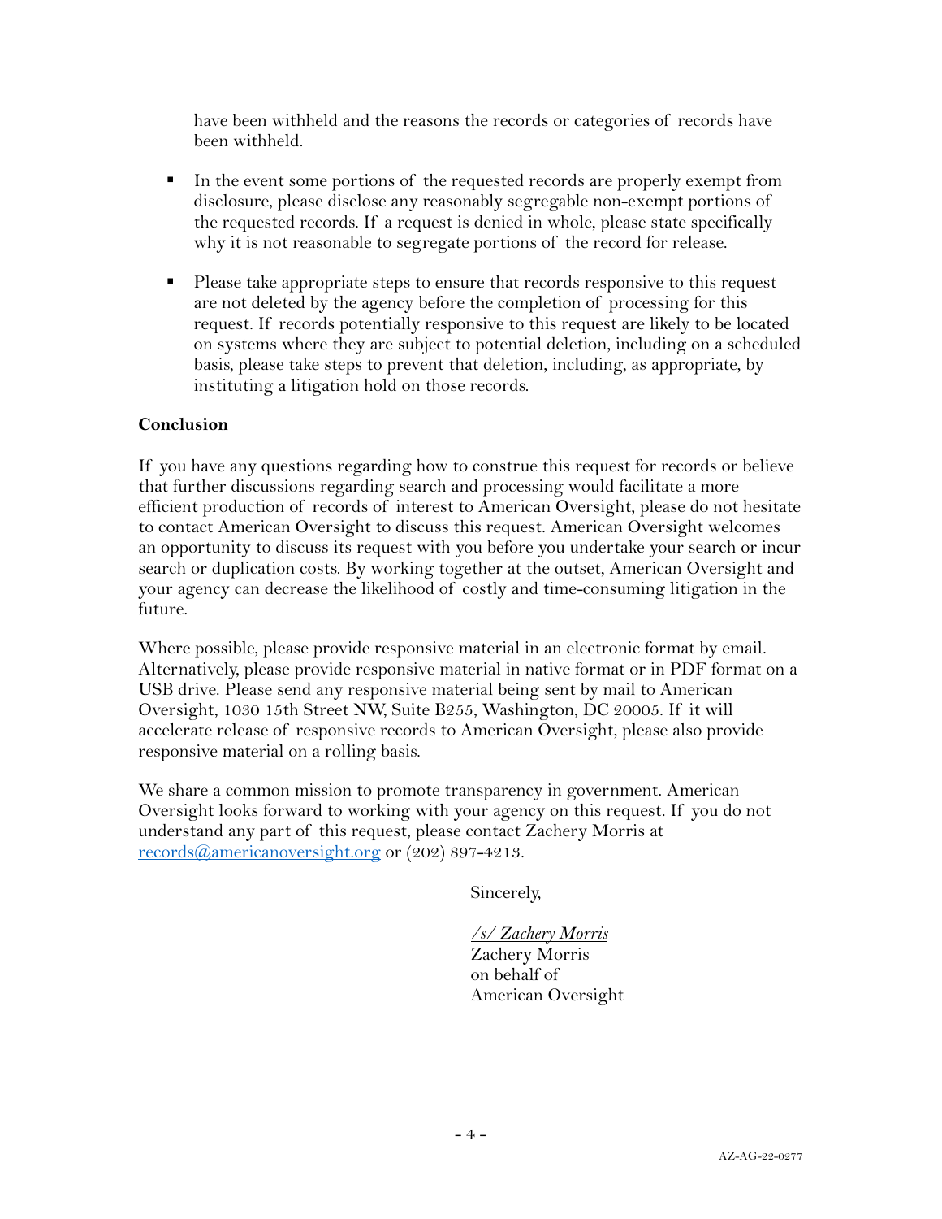have been withheld and the reasons the records or categories of records have been withheld.

- In the event some portions of the requested records are properly exempt from disclosure, please disclose any reasonably segregable non-exempt portions of the requested records. If a request is denied in whole, please state specifically why it is not reasonable to segregate portions of the record for release.

- Please take appropriate steps to ensure that records responsive to this request are not deleted by the agency before the completion of processing for this request. If records potentially responsive to this request are likely to be located on systems where they are subject to potential deletion, including on a scheduled basis, please take steps to prevent that deletion, including, as appropriate, by instituting a litigation hold on those records.

**Conclusion**

If you have any questions regarding how to construe this request for records or believe that further discussions regarding search and processing would facilitate a more efficient production of records of interest to American Oversight, please do not hesitate to contact American Oversight to discuss this request. American Oversight welcomes an opportunity to discuss its request with you before you undertake your search or incur search or duplication costs. By working together at the outset, American Oversight and your agency can decrease the likelihood of costly and time-consuming litigation in the future.

Where possible, please provide responsive material in an electronic format by email. Alternatively, please provide responsive material in native format or in PDF format on a USB drive. Please send any responsive material being sent by mail to American Oversight, 1030 15th Street NW, Suite B255, Washington, DC 20005. If it will accelerate release of responsive records to American Oversight, please also provide responsive material on a rolling basis.

We share a common mission to promote transparency in government. American Oversight looks forward to working with your agency on this request. If you do not understand any part of this request, please contact Zachery Morris at records@americanoversight.org or (202) 897-4213.

Sincerely,

*/s/ Zachery Morris*
Zachery Morris
on behalf of
American Oversight

AZ-AG-22-0277